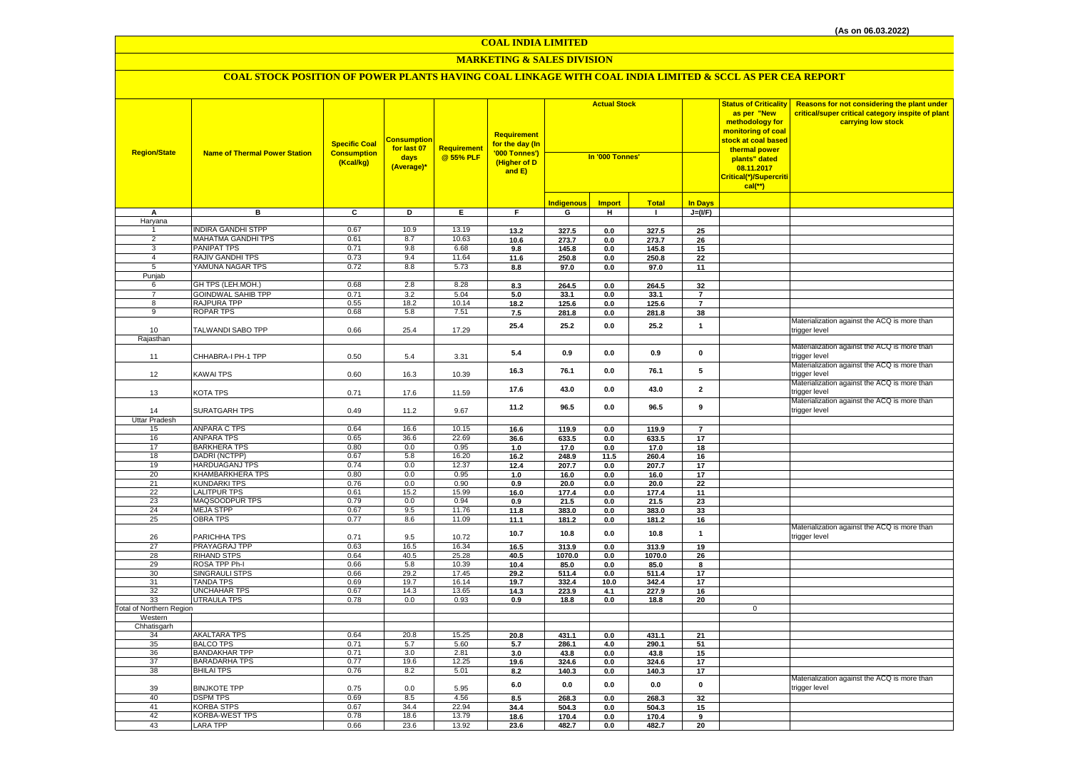(As on 06.03.2022)

# COAL INDIA LIMITED

## MARKETING & SALES DIVISION

### COAL STOCK POSITION OF POWER PLANTS HAVING COAL LINKAGE WITH COAL INDIA LIMITED & SCCL AS PER CEA REPORT

| Region/State | Name of Thermal Power Station | Specific Coal Consumption (Kcal/kg) | Consumption for last 07 days (Average)* | Requirement @ 55% PLF | Requirement for the day (In '000 Tonnes') (Higher of D and E) | Actual Stock In '000 Tonnes' | | | | Status of Criticality as per "New methodology for monitoring of coal stock at coal based thermal power plants" dated 08.11.2017 Critical(*)/Supercritical(**) | Reasons for not considering the plant under critical/super critical category inspite of plant carrying low stock |
|---|---|---|---|---|---|---|---|---|---|---|---|
| | | | | | | Indigenous | Import | Total | In Days | | |
| A | B | C | D | E | F | G | H | I | J=(I/F) | | |
| Haryana | | | | | | | | | | | |
| 1 | INDIRA GANDHI STPP | 0.67 | 10.9 | 13.19 | 13.2 | 327.5 | 0.0 | 327.5 | 25 | | |
| 2 | MAHATMA GANDHI TPS | 0.61 | 8.7 | 10.63 | 10.6 | 273.7 | 0.0 | 273.7 | 26 | | |
| 3 | PANIPAT TPS | 0.71 | 9.8 | 6.68 | 9.8 | 145.8 | 0.0 | 145.8 | 15 | | |
| 4 | RAJIV GANDHI TPS | 0.73 | 9.4 | 11.64 | 11.6 | 250.8 | 0.0 | 250.8 | 22 | | |
| 5 | YAMUNA NAGAR TPS | 0.72 | 8.8 | 5.73 | 8.8 | 97.0 | 0.0 | 97.0 | 11 | | |
| Punjab | | | | | | | | | | | |
| 6 | GH TPS (LEH.MOH.) | 0.68 | 2.8 | 8.28 | 8.3 | 264.5 | 0.0 | 264.5 | 32 | | |
| 7 | GOINDWAL SAHIB TPP | 0.71 | 3.2 | 5.04 | 5.0 | 33.1 | 0.0 | 33.1 | 7 | | |
| 8 | RAJPURA TPP | 0.55 | 18.2 | 10.14 | 18.2 | 125.6 | 0.0 | 125.6 | 7 | | |
| 9 | ROPAR TPS | 0.68 | 5.8 | 7.51 | 7.5 | 281.8 | 0.0 | 281.8 | 38 | | |
| 10 | TALWANDI SABO TPP | 0.66 | 25.4 | 17.29 | 25.4 | 25.2 | 0.0 | 25.2 | 1 | | Materialization against the ACQ is more than trigger level |
| Rajasthan | | | | | | | | | | | |
| 11 | CHHABRA-I PH-1 TPP | 0.50 | 5.4 | 3.31 | 5.4 | 0.9 | 0.0 | 0.9 | 0 | | Materialization against the ACQ is more than trigger level |
| 12 | KAWAI TPS | 0.60 | 16.3 | 10.39 | 16.3 | 76.1 | 0.0 | 76.1 | 5 | | Materialization against the ACQ is more than trigger level |
| 13 | KOTA TPS | 0.71 | 17.6 | 11.59 | 17.6 | 43.0 | 0.0 | 43.0 | 2 | | Materialization against the ACQ is more than trigger level |
| 14 | SURATGARH TPS | 0.49 | 11.2 | 9.67 | 11.2 | 96.5 | 0.0 | 96.5 | 9 | | Materialization against the ACQ is more than trigger level |
| Uttar Pradesh | | | | | | | | | | | |
| 15 | ANPARA C TPS | 0.64 | 16.6 | 10.15 | 16.6 | 119.9 | 0.0 | 119.9 | 7 | | |
| 16 | ANPARA TPS | 0.65 | 36.6 | 22.69 | 36.6 | 633.5 | 0.0 | 633.5 | 17 | | |
| 17 | BARKHERA TPS | 0.80 | 0.0 | 0.95 | 1.0 | 17.0 | 0.0 | 17.0 | 18 | | |
| 18 | DADRI (NCTPP) | 0.67 | 5.8 | 16.20 | 16.2 | 248.9 | 11.5 | 260.4 | 16 | | |
| 19 | HARDUAGANJ TPS | 0.74 | 0.0 | 12.37 | 12.4 | 207.7 | 0.0 | 207.7 | 17 | | |
| 20 | KHAMBARKHERA TPS | 0.80 | 0.0 | 0.95 | 1.0 | 16.0 | 0.0 | 16.0 | 17 | | |
| 21 | KUNDARKI TPS | 0.76 | 0.0 | 0.90 | 0.9 | 20.0 | 0.0 | 20.0 | 22 | | |
| 22 | LALITPUR TPS | 0.61 | 15.2 | 15.99 | 16.0 | 177.4 | 0.0 | 177.4 | 11 | | |
| 23 | MAQSOODPUR TPS | 0.79 | 0.0 | 0.94 | 0.9 | 21.5 | 0.0 | 21.5 | 23 | | |
| 24 | MEJA STPP | 0.67 | 9.5 | 11.76 | 11.8 | 383.0 | 0.0 | 383.0 | 33 | | |
| 25 | OBRA TPS | 0.77 | 8.6 | 11.09 | 11.1 | 181.2 | 0.0 | 181.2 | 16 | | |
| 26 | PARICHHA TPS | 0.71 | 9.5 | 10.72 | 10.7 | 10.8 | 0.0 | 10.8 | 1 | | Materialization against the ACQ is more than trigger level |
| 27 | PRAYAGRAJ TPP | 0.63 | 16.5 | 16.34 | 16.5 | 313.9 | 0.0 | 313.9 | 19 | | |
| 28 | RIHAND STPS | 0.64 | 40.5 | 25.28 | 40.5 | 1070.0 | 0.0 | 1070.0 | 26 | | |
| 29 | ROSA TPP Ph-I | 0.66 | 5.8 | 10.39 | 10.4 | 85.0 | 0.0 | 85.0 | 8 | | |
| 30 | SINGRAULI STPS | 0.66 | 29.2 | 17.45 | 29.2 | 511.4 | 0.0 | 511.4 | 17 | | |
| 31 | TANDA TPS | 0.69 | 19.7 | 16.14 | 19.7 | 332.4 | 10.0 | 342.4 | 17 | | |
| 32 | UNCHAHAR TPS | 0.67 | 14.3 | 13.65 | 14.3 | 223.9 | 4.1 | 227.9 | 16 | | |
| 33 | UTRAULA TPS | 0.78 | 0.0 | 0.93 | 0.9 | 18.8 | 0.0 | 18.8 | 20 | | |
| Total of Northern Region | | | | | | | | | | 0 | |
| Western | | | | | | | | | | | |
| Chhatisgarh | | | | | | | | | | | |
| 34 | AKALTARA TPS | 0.64 | 20.8 | 15.25 | 20.8 | 431.1 | 0.0 | 431.1 | 21 | | |
| 35 | BALCO TPS | 0.71 | 5.7 | 5.60 | 5.7 | 286.1 | 4.0 | 290.1 | 51 | | |
| 36 | BANDAKHAR TPP | 0.71 | 3.0 | 2.81 | 3.0 | 43.8 | 0.0 | 43.8 | 15 | | |
| 37 | BARADARHA TPS | 0.77 | 19.6 | 12.25 | 19.6 | 324.6 | 0.0 | 324.6 | 17 | | |
| 38 | BHILAI TPS | 0.76 | 8.2 | 5.01 | 8.2 | 140.3 | 0.0 | 140.3 | 17 | | |
| 39 | BINJKOTE TPP | 0.75 | 0.0 | 5.95 | 6.0 | 0.0 | 0.0 | 0.0 | 0 | | Materialization against the ACQ is more than trigger level |
| 40 | DSPM TPS | 0.69 | 8.5 | 4.56 | 8.5 | 268.3 | 0.0 | 268.3 | 32 | | |
| 41 | KORBA STPS | 0.67 | 34.4 | 22.94 | 34.4 | 504.3 | 0.0 | 504.3 | 15 | | |
| 42 | KORBA-WEST TPS | 0.78 | 18.6 | 13.79 | 18.6 | 170.4 | 0.0 | 170.4 | 9 | | |
| 43 | LARA TPP | 0.66 | 23.6 | 13.92 | 23.6 | 482.7 | 0.0 | 482.7 | 20 | | |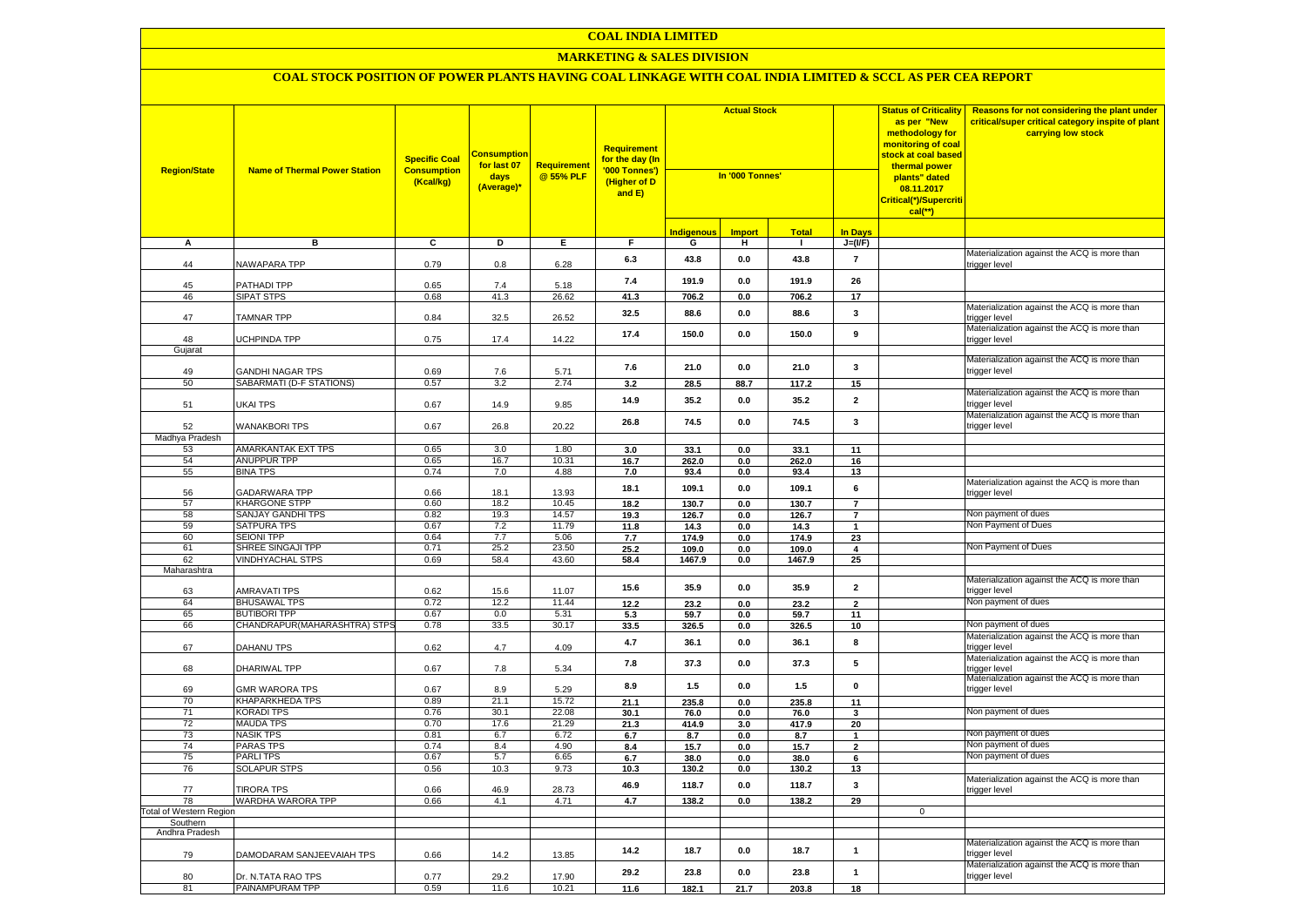# COAL INDIA LIMITED

## MARKETING & SALES DIVISION

### COAL STOCK POSITION OF POWER PLANTS HAVING COAL LINKAGE WITH COAL INDIA LIMITED & SCCL AS PER CEA REPORT

| Region/State | Name of Thermal Power Station | Specific Coal Consumption (Kcal/kg) | Consumption for last 07 days (Average)* | Requirement @ 55% PLF | Requirement for the day (In '000 Tonnes') (Higher of D and E) | Actual Stock In '000 Tonnes' | | | | Status of Criticality as per "New methodology for monitoring of coal stock at coal based thermal power plants" dated 08.11.2017 Critical(*)/Supercritical(**) | Reasons for not considering the plant under critical/super critical category inspite of plant carrying low stock |
|---|---|---|---|---|---|---|---|---|---|---|---|
| | | | | | | Indigenous | Import | Total | In Days | | |
| A | B | C | D | E | F | G | H | I | J=(I/F) | | |
| 44 | NAWAPARA TPP | 0.79 | 0.8 | 6.28 | 6.3 | 43.8 | 0.0 | 43.8 | 7 | | Materialization against the ACQ is more than trigger level |
| 45 | PATHADI TPP | 0.65 | 7.4 | 5.18 | 7.4 | 191.9 | 0.0 | 191.9 | 26 | | |
| 46 | SIPAT STPS | 0.68 | 41.3 | 26.62 | 41.3 | 706.2 | 0.0 | 706.2 | 17 | | |
| 47 | TAMNAR TPP | 0.84 | 32.5 | 26.52 | 32.5 | 88.6 | 0.0 | 88.6 | 3 | | Materialization against the ACQ is more than trigger level |
| 48 | UCHPINDA TPP | 0.75 | 17.4 | 14.22 | 17.4 | 150.0 | 0.0 | 150.0 | 9 | | Materialization against the ACQ is more than trigger level |
| Gujarat | | | | | | | | | | | |
| 49 | GANDHI NAGAR TPS | 0.69 | 7.6 | 5.71 | 7.6 | 21.0 | 0.0 | 21.0 | 3 | | Materialization against the ACQ is more than trigger level |
| 50 | SABARMATI (D-F STATIONS) | 0.57 | 3.2 | 2.74 | 3.2 | 28.5 | 88.7 | 117.2 | 15 | | |
| 51 | UKAI TPS | 0.67 | 14.9 | 9.85 | 14.9 | 35.2 | 0.0 | 35.2 | 2 | | Materialization against the ACQ is more than trigger level |
| 52 | WANAKBORI TPS | 0.67 | 26.8 | 20.22 | 26.8 | 74.5 | 0.0 | 74.5 | 3 | | Materialization against the ACQ is more than trigger level |
| Madhya Pradesh | | | | | | | | | | | |
| 53 | AMARKANTAK EXT TPS | 0.65 | 3.0 | 1.80 | 3.0 | 33.1 | 0.0 | 33.1 | 11 | | |
| 54 | ANUPPUR TPP | 0.65 | 16.7 | 10.31 | 16.7 | 262.0 | 0.0 | 262.0 | 16 | | |
| 55 | BINA TPS | 0.74 | 7.0 | 4.88 | 7.0 | 93.4 | 0.0 | 93.4 | 13 | | |
| 56 | GADARWARA TPP | 0.66 | 18.1 | 13.93 | 18.1 | 109.1 | 0.0 | 109.1 | 6 | | Materialization against the ACQ is more than trigger level |
| 57 | KHARGONE STPP | 0.60 | 18.2 | 10.45 | 18.2 | 130.7 | 0.0 | 130.7 | 7 | | |
| 58 | SANJAY GANDHI TPS | 0.82 | 19.3 | 14.57 | 19.3 | 126.7 | 0.0 | 126.7 | 7 | | Non payment of dues |
| 59 | SATPURA TPS | 0.67 | 7.2 | 11.79 | 11.8 | 14.3 | 0.0 | 14.3 | 1 | | Non Payment of Dues |
| 60 | SEIONI TPP | 0.64 | 7.7 | 5.06 | 7.7 | 174.9 | 0.0 | 174.9 | 23 | | |
| 61 | SHREE SINGAJI TPP | 0.71 | 25.2 | 23.50 | 25.2 | 109.0 | 0.0 | 109.0 | 4 | | Non Payment of Dues |
| 62 | VINDHYACHAL STPS | 0.69 | 58.4 | 43.60 | 58.4 | 1467.9 | 0.0 | 1467.9 | 25 | | |
| Maharashtra | | | | | | | | | | | |
| 63 | AMRAVATI TPS | 0.62 | 15.6 | 11.07 | 15.6 | 35.9 | 0.0 | 35.9 | 2 | | Materialization against the ACQ is more than trigger level |
| 64 | BHUSAWAL TPS | 0.72 | 12.2 | 11.44 | 12.2 | 23.2 | 0.0 | 23.2 | 2 | | Non payment of dues |
| 65 | BUTIBORI TPP | 0.67 | 0.0 | 5.31 | 5.3 | 59.7 | 0.0 | 59.7 | 11 | | |
| 66 | CHANDRAPUR(MAHARASHTRA) STPS | 0.78 | 33.5 | 30.17 | 33.5 | 326.5 | 0.0 | 326.5 | 10 | | Non payment of dues |
| 67 | DAHANU TPS | 0.62 | 4.7 | 4.09 | 4.7 | 36.1 | 0.0 | 36.1 | 8 | | Materialization against the ACQ is more than trigger level |
| 68 | DHARIWAL TPP | 0.67 | 7.8 | 5.34 | 7.8 | 37.3 | 0.0 | 37.3 | 5 | | Materialization against the ACQ is more than trigger level |
| 69 | GMR WARORA TPS | 0.67 | 8.9 | 5.29 | 8.9 | 1.5 | 0.0 | 1.5 | 0 | | Materialization against the ACQ is more than trigger level |
| 70 | KHAPARKHEDA TPS | 0.89 | 21.1 | 15.72 | 21.1 | 235.8 | 0.0 | 235.8 | 11 | | |
| 71 | KORADI TPS | 0.76 | 30.1 | 22.08 | 30.1 | 76.0 | 0.0 | 76.0 | 3 | | Non payment of dues |
| 72 | MAUDA TPS | 0.70 | 17.6 | 21.29 | 21.3 | 414.9 | 3.0 | 417.9 | 20 | | |
| 73 | NASIK TPS | 0.81 | 6.7 | 6.72 | 6.7 | 8.7 | 0.0 | 8.7 | 1 | | Non payment of dues |
| 74 | PARAS TPS | 0.74 | 8.4 | 4.90 | 8.4 | 15.7 | 0.0 | 15.7 | 2 | | Non payment of dues |
| 75 | PARLI TPS | 0.67 | 5.7 | 6.65 | 6.7 | 38.0 | 0.0 | 38.0 | 6 | | Non payment of dues |
| 76 | SOLAPUR STPS | 0.56 | 10.3 | 9.73 | 10.3 | 130.2 | 0.0 | 130.2 | 13 | | |
| 77 | TIRORA TPS | 0.66 | 46.9 | 28.73 | 46.9 | 118.7 | 0.0 | 118.7 | 3 | | Materialization against the ACQ is more than trigger level |
| 78 | WARDHA WARORA TPP | 0.66 | 4.1 | 4.71 | 4.7 | 138.2 | 0.0 | 138.2 | 29 | | |
| Total of Western Region | | | | | | | | | | 0 | |
| Southern | | | | | | | | | | | |
| Andhra Pradesh | | | | | | | | | | | |
| 79 | DAMODARAM SANJEEVAIAH TPS | 0.66 | 14.2 | 13.85 | 14.2 | 18.7 | 0.0 | 18.7 | 1 | | Materialization against the ACQ is more than trigger level |
| 80 | Dr. N.TATA RAO TPS | 0.77 | 29.2 | 17.90 | 29.2 | 23.8 | 0.0 | 23.8 | 1 | | Materialization against the ACQ is more than trigger level |
| 81 | PAINAMPURAM TPP | 0.59 | 11.6 | 10.21 | 11.6 | 182.1 | 21.7 | 203.8 | 18 | | |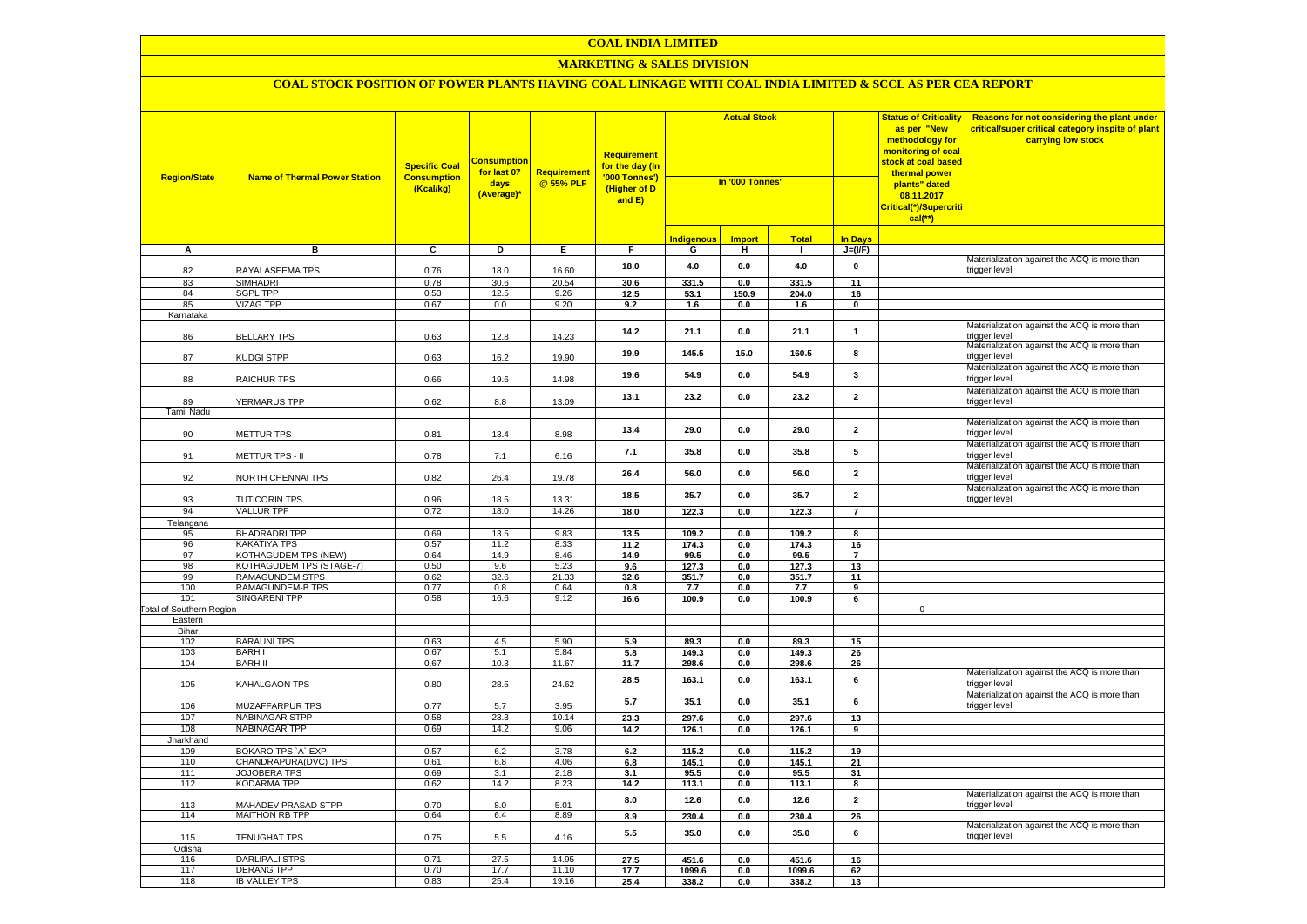# COAL INDIA LIMITED

## MARKETING & SALES DIVISION

### COAL STOCK POSITION OF POWER PLANTS HAVING COAL LINKAGE WITH COAL INDIA LIMITED & SCCL AS PER CEA REPORT

| Region/State | Name of Thermal Power Station | Specific Coal Consumption (Kcal/kg) | Consumption for last 07 days (Average)* | Requirement @ 55% PLF | Requirement for the day (In '000 Tonnes') (Higher of D and E) | Actual Stock In '000 Tonnes' | | | | Status of Criticality as per "New methodology for monitoring of coal stock at coal based thermal power plants" dated 08.11.2017 Critical(*)/Supercritical(**) | Reasons for not considering the plant under critical/super critical category inspite of plant carrying low stock |
|---|---|---|---|---|---|---|---|---|---|---|---|
| | | | | | | Indigenous | Import | Total | In Days | | |
| A | B | C | D | E | F | G | H | I | J=(I/F) | | |
| 82 | RAYALASEEMA TPS | 0.76 | 18.0 | 16.60 | 18.0 | 4.0 | 0.0 | 4.0 | 0 | | Materialization against the ACQ is more than trigger level |
| 83 | SIMHADRI | 0.78 | 30.6 | 20.54 | 30.6 | 331.5 | 0.0 | 331.5 | 11 | | |
| 84 | SGPL TPP | 0.53 | 12.5 | 9.26 | 12.5 | 53.1 | 150.9 | 204.0 | 16 | | |
| 85 | VIZAG TPP | 0.67 | 0.0 | 9.20 | 9.2 | 1.6 | 0.0 | 1.6 | 0 | | |
| Karnataka | | | | | | | | | | | |
| 86 | BELLARY TPS | 0.63 | 12.8 | 14.23 | 14.2 | 21.1 | 0.0 | 21.1 | 1 | | Materialization against the ACQ is more than trigger level |
| 87 | KUDGI STPP | 0.63 | 16.2 | 19.90 | 19.9 | 145.5 | 15.0 | 160.5 | 8 | | Materialization against the ACQ is more than trigger level |
| 88 | RAICHUR TPS | 0.66 | 19.6 | 14.98 | 19.6 | 54.9 | 0.0 | 54.9 | 3 | | Materialization against the ACQ is more than trigger level |
| 89 | YERMARUS TPP | 0.62 | 8.8 | 13.09 | 13.1 | 23.2 | 0.0 | 23.2 | 2 | | Materialization against the ACQ is more than trigger level |
| Tamil Nadu | | | | | | | | | | | |
| 90 | METTUR TPS | 0.81 | 13.4 | 8.98 | 13.4 | 29.0 | 0.0 | 29.0 | 2 | | Materialization against the ACQ is more than trigger level |
| 91 | METTUR TPS - II | 0.78 | 7.1 | 6.16 | 7.1 | 35.8 | 0.0 | 35.8 | 5 | | Materialization against the ACQ is more than trigger level |
| 92 | NORTH CHENNAI TPS | 0.82 | 26.4 | 19.78 | 26.4 | 56.0 | 0.0 | 56.0 | 2 | | Materialization against the ACQ is more than trigger level |
| 93 | TUTICORIN TPS | 0.96 | 18.5 | 13.31 | 18.5 | 35.7 | 0.0 | 35.7 | 2 | | Materialization against the ACQ is more than trigger level |
| 94 | VALLUR TPP | 0.72 | 18.0 | 14.26 | 18.0 | 122.3 | 0.0 | 122.3 | 7 | | |
| Telangana | | | | | | | | | | | |
| 95 | BHADRADRI TPP | 0.69 | 13.5 | 9.83 | 13.5 | 109.2 | 0.0 | 109.2 | 8 | | |
| 96 | KAKATIYA TPS | 0.57 | 11.2 | 8.33 | 11.2 | 174.3 | 0.0 | 174.3 | 16 | | |
| 97 | KOTHAGUDEM TPS (NEW) | 0.64 | 14.9 | 8.46 | 14.9 | 99.5 | 0.0 | 99.5 | 7 | | |
| 98 | KOTHAGUDEM TPS (STAGE-7) | 0.50 | 9.6 | 5.23 | 9.6 | 127.3 | 0.0 | 127.3 | 13 | | |
| 99 | RAMAGUNDEM STPS | 0.62 | 32.6 | 21.33 | 32.6 | 351.7 | 0.0 | 351.7 | 11 | | |
| 100 | RAMAGUNDEM-B TPS | 0.77 | 0.8 | 0.64 | 0.8 | 7.7 | 0.0 | 7.7 | 9 | | |
| 101 | SINGARENI TPP | 0.58 | 16.6 | 9.12 | 16.6 | 100.9 | 0.0 | 100.9 | 6 | | |
| Total of Southern Region | | | | | | | | | | 0 | |
| Eastern | | | | | | | | | | | |
| Bihar | | | | | | | | | | | |
| 102 | BARAUNI TPS | 0.63 | 4.5 | 5.90 | 5.9 | 89.3 | 0.0 | 89.3 | 15 | | |
| 103 | BARH I | 0.67 | 5.1 | 5.84 | 5.8 | 149.3 | 0.0 | 149.3 | 26 | | |
| 104 | BARH II | 0.67 | 10.3 | 11.67 | 11.7 | 298.6 | 0.0 | 298.6 | 26 | | |
| 105 | KAHALGAON TPS | 0.80 | 28.5 | 24.62 | 28.5 | 163.1 | 0.0 | 163.1 | 6 | | Materialization against the ACQ is more than trigger level |
| 106 | MUZAFFARPUR TPS | 0.77 | 5.7 | 3.95 | 5.7 | 35.1 | 0.0 | 35.1 | 6 | | Materialization against the ACQ is more than trigger level |
| 107 | NABINAGAR STPP | 0.58 | 23.3 | 10.14 | 23.3 | 297.6 | 0.0 | 297.6 | 13 | | |
| 108 | NABINAGAR TPP | 0.69 | 14.2 | 9.06 | 14.2 | 126.1 | 0.0 | 126.1 | 9 | | |
| Jharkhand | | | | | | | | | | | |
| 109 | BOKARO TPS `A` EXP | 0.57 | 6.2 | 3.78 | 6.2 | 115.2 | 0.0 | 115.2 | 19 | | |
| 110 | CHANDRAPURA(DVC) TPS | 0.61 | 6.8 | 4.06 | 6.8 | 145.1 | 0.0 | 145.1 | 21 | | |
| 111 | JOJOBERA TPS | 0.69 | 3.1 | 2.18 | 3.1 | 95.5 | 0.0 | 95.5 | 31 | | |
| 112 | KODARMA TPP | 0.62 | 14.2 | 8.23 | 14.2 | 113.1 | 0.0 | 113.1 | 8 | | |
| 113 | MAHADEV PRASAD STPP | 0.70 | 8.0 | 5.01 | 8.0 | 12.6 | 0.0 | 12.6 | 2 | | Materialization against the ACQ is more than trigger level |
| 114 | MAITHON RB TPP | 0.64 | 6.4 | 8.89 | 8.9 | 230.4 | 0.0 | 230.4 | 26 | | |
| 115 | TENUGHAT TPS | 0.75 | 5.5 | 4.16 | 5.5 | 35.0 | 0.0 | 35.0 | 6 | | Materialization against the ACQ is more than trigger level |
| Odisha | | | | | | | | | | | |
| 116 | DARLIPALI STPS | 0.71 | 27.5 | 14.95 | 27.5 | 451.6 | 0.0 | 451.6 | 16 | | |
| 117 | DERANG TPP | 0.70 | 17.7 | 11.10 | 17.7 | 1099.6 | 0.0 | 1099.6 | 62 | | |
| 118 | IB VALLEY TPS | 0.83 | 25.4 | 19.16 | 25.4 | 338.2 | 0.0 | 338.2 | 13 | | |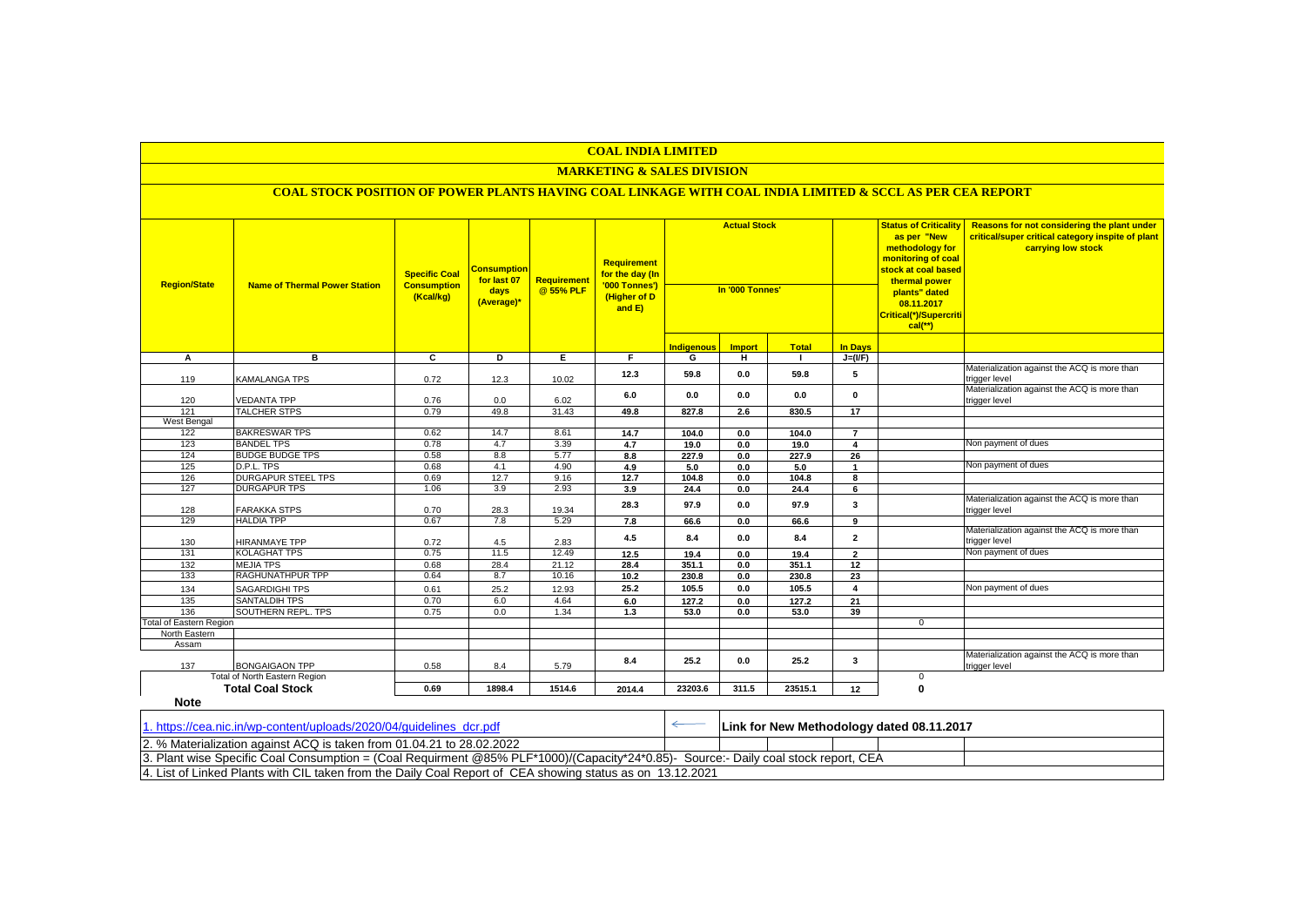# COAL INDIA LIMITED

## MARKETING & SALES DIVISION

### COAL STOCK POSITION OF POWER PLANTS HAVING COAL LINKAGE WITH COAL INDIA LIMITED & SCCL AS PER CEA REPORT

| Region/State | Name of Thermal Power Station | Specific Coal Consumption (Kcal/kg) | Consumption for last 07 days (Average)* | Requirement @ 55% PLF | Requirement for the day (In '000 Tonnes') (Higher of D and E) | Actual Stock In '000 Tonnes' | | | | Status of Criticality as per "New methodology for monitoring of coal stock at coal based thermal power plants" dated 08.11.2017 Critical(*)/Supercritical(**) | Reasons for not considering the plant under critical/super critical category inspite of plant carrying low stock |
|---|---|---|---|---|---|---|---|---|---|---|---|
| | | | | | | Indigenous | Import | Total | In Days | | |
| A | B | C | D | E | F | G | H | I | J=(I/F) | | |
| 119 | KAMALANGA TPS | 0.72 | 12.3 | 10.02 | 12.3 | 59.8 | 0.0 | 59.8 | 5 | | Materialization against the ACQ is more than trigger level |
| 120 | VEDANTA TPP | 0.76 | 0.0 | 6.02 | 6.0 | 0.0 | 0.0 | 0.0 | 0 | | Materialization against the ACQ is more than trigger level |
| 121 | TALCHER STPS | 0.79 | 49.8 | 31.43 | 49.8 | 827.8 | 2.6 | 830.5 | 17 | | |
| West Bengal | | | | | | | | | | | |
| 122 | BAKRESWAR TPS | 0.62 | 14.7 | 8.61 | 14.7 | 104.0 | 0.0 | 104.0 | 7 | | |
| 123 | BANDEL TPS | 0.78 | 4.7 | 3.39 | 4.7 | 19.0 | 0.0 | 19.0 | 4 | | Non payment of dues |
| 124 | BUDGE BUDGE TPS | 0.58 | 8.8 | 5.77 | 8.8 | 227.9 | 0.0 | 227.9 | 26 | | |
| 125 | D.P.L. TPS | 0.68 | 4.1 | 4.90 | 4.9 | 5.0 | 0.0 | 5.0 | 1 | | Non payment of dues |
| 126 | DURGAPUR STEEL TPS | 0.69 | 12.7 | 9.16 | 12.7 | 104.8 | 0.0 | 104.8 | 8 | | |
| 127 | DURGAPUR TPS | 1.06 | 3.9 | 2.93 | 3.9 | 24.4 | 0.0 | 24.4 | 6 | | |
| 128 | FARAKKA STPS | 0.70 | 28.3 | 19.34 | 28.3 | 97.9 | 0.0 | 97.9 | 3 | | Materialization against the ACQ is more than trigger level |
| 129 | HALDIA TPP | 0.67 | 7.8 | 5.29 | 7.8 | 66.6 | 0.0 | 66.6 | 9 | | |
| 130 | HIRANMAYE TPP | 0.72 | 4.5 | 2.83 | 4.5 | 8.4 | 0.0 | 8.4 | 2 | | Materialization against the ACQ is more than trigger level |
| 131 | KOLAGHAT TPS | 0.75 | 11.5 | 12.49 | 12.5 | 19.4 | 0.0 | 19.4 | 2 | | Non payment of dues |
| 132 | MEJIA TPS | 0.68 | 28.4 | 21.12 | 28.4 | 351.1 | 0.0 | 351.1 | 12 | | |
| 133 | RAGHUNATHPUR TPP | 0.64 | 8.7 | 10.16 | 10.2 | 230.8 | 0.0 | 230.8 | 23 | | |
| 134 | SAGARDIGHI TPS | 0.61 | 25.2 | 12.93 | 25.2 | 105.5 | 0.0 | 105.5 | 4 | | Non payment of dues |
| 135 | SANTALDIH TPS | 0.70 | 6.0 | 4.64 | 6.0 | 127.2 | 0.0 | 127.2 | 21 | | |
| 136 | SOUTHERN REPL. TPS | 0.75 | 0.0 | 1.34 | 1.3 | 53.0 | 0.0 | 53.0 | 39 | | |
| Total of Eastern Region | | | | | | | | | | 0 | |
| North Eastern | | | | | | | | | | | |
| Assam | | | | | | | | | | | |
| 137 | BONGAIGAON TPP | 0.58 | 8.4 | 5.79 | 8.4 | 25.2 | 0.0 | 25.2 | 3 | | Materialization against the ACQ is more than trigger level |
| Total of North Eastern Region | | | | | | | | | | 0 | |
| Total Coal Stock | | 0.69 | 1898.4 | 1514.6 | 2014.4 | 23203.6 | 311.5 | 23515.1 | 12 | 0 | |

**Note**

1. https://cea.nic.in/wp-content/uploads/2020/04/guidelines_dcr.pdf ⟵ **Link for New Methodology dated 08.11.2017**
2. % Materialization against ACQ is taken from 01.04.21 to 28.02.2022
3. Plant wise Specific Coal Consumption = (Coal Requirment @85% PLF*1000)/(Capacity*24*0.85)- Source:- Daily coal stock report, CEA
4. List of Linked Plants with CIL taken from the Daily Coal Report of CEA showing status as on 13.12.2021